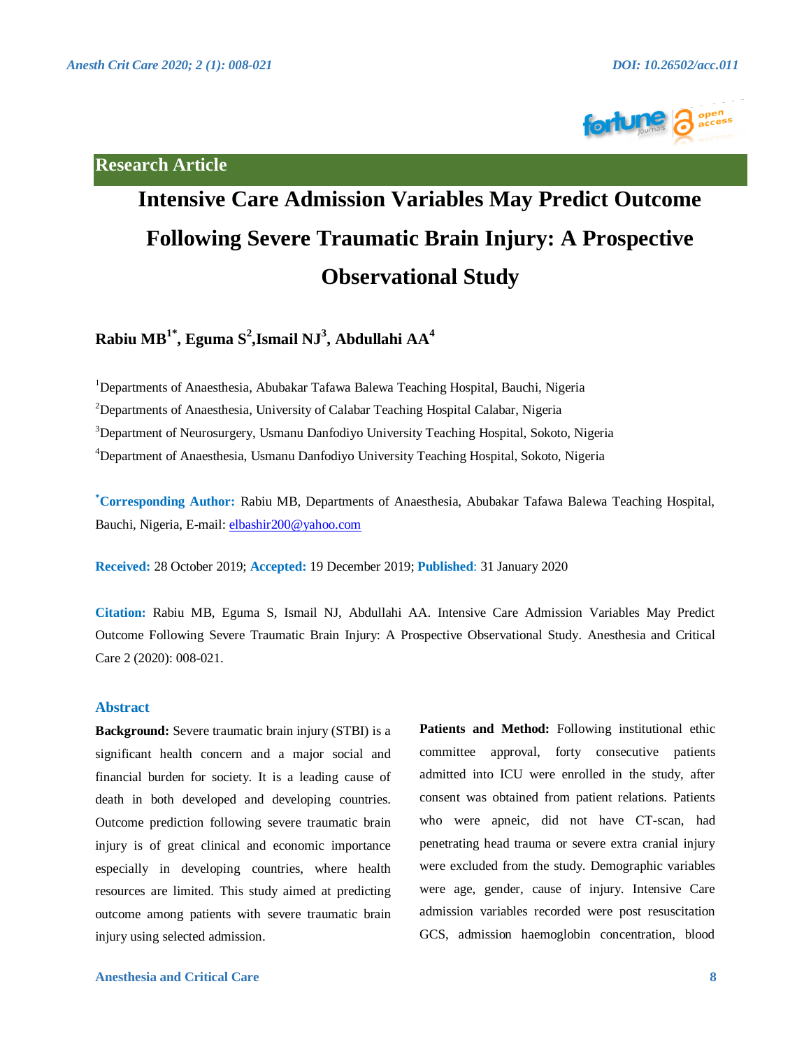**Research Article**

# Intensive Care Admission Variables May Predict Outcome Following Severe Traumatic Brain Injury: A Prospective Observational Study

**Rabiu MB[1*], Eguma S[2], Ismail NJ[3], Abdullahi AA[4]**

[1]Departments of Anaesthesia, Abubakar Tafawa Balewa Teaching Hospital, Bauchi, Nigeria

[2]Departments of Anaesthesia, University of Calabar Teaching Hospital Calabar, Nigeria

[3]Department of Neurosurgery, Usmanu Danfodiyo University Teaching Hospital, Sokoto, Nigeria

[4]Department of Anaesthesia, Usmanu Danfodiyo University Teaching Hospital, Sokoto, Nigeria

[*]**Corresponding Author:** Rabiu MB, Departments of Anaesthesia, Abubakar Tafawa Balewa Teaching Hospital, Bauchi, Nigeria, E-mail: elbashir200@yahoo.com

**Received:** 28 October 2019; **Accepted:** 19 December 2019; **Published**: 31 January 2020

**Citation:** Rabiu MB, Eguma S, Ismail NJ, Abdullahi AA. Intensive Care Admission Variables May Predict Outcome Following Severe Traumatic Brain Injury: A Prospective Observational Study. Anesthesia and Critical Care 2 (2020): 008-021.

## Abstract

**Background:** Severe traumatic brain injury (STBI) is a significant health concern and a major social and financial burden for society. It is a leading cause of death in both developed and developing countries. Outcome prediction following severe traumatic brain injury is of great clinical and economic importance especially in developing countries, where health resources are limited. This study aimed at predicting outcome among patients with severe traumatic brain injury using selected admission.

**Patients and Method:** Following institutional ethic committee approval, forty consecutive patients admitted into ICU were enrolled in the study, after consent was obtained from patient relations. Patients who were apneic, did not have CT-scan, had penetrating head trauma or severe extra cranial injury were excluded from the study. Demographic variables were age, gender, cause of injury. Intensive Care admission variables recorded were post resuscitation GCS, admission haemoglobin concentration, blood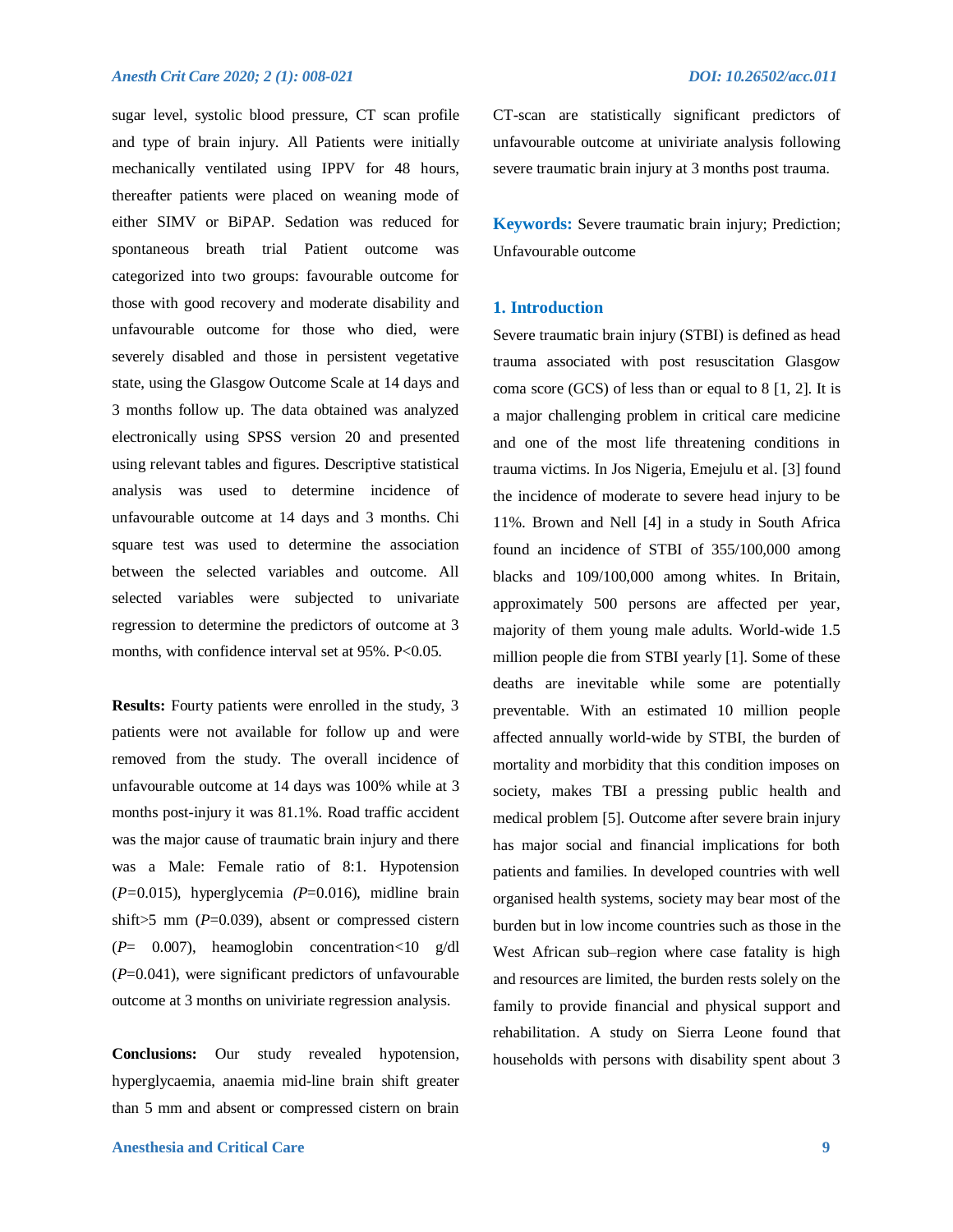sugar level, systolic blood pressure, CT scan profile and type of brain injury. All Patients were initially mechanically ventilated using IPPV for 48 hours, thereafter patients were placed on weaning mode of either SIMV or BiPAP. Sedation was reduced for spontaneous breath trial Patient outcome was categorized into two groups: favourable outcome for those with good recovery and moderate disability and unfavourable outcome for those who died, were severely disabled and those in persistent vegetative state, using the Glasgow Outcome Scale at 14 days and 3 months follow up. The data obtained was analyzed electronically using SPSS version 20 and presented using relevant tables and figures. Descriptive statistical analysis was used to determine incidence of unfavourable outcome at 14 days and 3 months. Chi square test was used to determine the association between the selected variables and outcome. All selected variables were subjected to univariate regression to determine the predictors of outcome at 3 months, with confidence interval set at 95%. P<0.05.

**Results:** Fourty patients were enrolled in the study, 3 patients were not available for follow up and were removed from the study. The overall incidence of unfavourable outcome at 14 days was 100% while at 3 months post-injury it was 81.1%. Road traffic accident was the major cause of traumatic brain injury and there was a Male: Female ratio of 8:1. Hypotension (*P*=0.015), hyperglycemia (*P*=0.016), midline brain shift>5 mm (*P*=0.039), absent or compressed cistern (*P*= 0.007), heamoglobin concentration<10 g/dl (*P*=0.041), were significant predictors of unfavourable outcome at 3 months on univiriate regression analysis.

**Conclusions:** Our study revealed hypotension, hyperglycaemia, anaemia mid-line brain shift greater than 5 mm and absent or compressed cistern on brain CT-scan are statistically significant predictors of unfavourable outcome at univiriate analysis following severe traumatic brain injury at 3 months post trauma.

**Keywords:** Severe traumatic brain injury; Prediction; Unfavourable outcome

## 1. Introduction

Severe traumatic brain injury (STBI) is defined as head trauma associated with post resuscitation Glasgow coma score (GCS) of less than or equal to 8 [1, 2]. It is a major challenging problem in critical care medicine and one of the most life threatening conditions in trauma victims. In Jos Nigeria, Emejulu et al. [3] found the incidence of moderate to severe head injury to be 11%. Brown and Nell [4] in a study in South Africa found an incidence of STBI of 355/100,000 among blacks and 109/100,000 among whites. In Britain, approximately 500 persons are affected per year, majority of them young male adults. World-wide 1.5 million people die from STBI yearly [1]. Some of these deaths are inevitable while some are potentially preventable. With an estimated 10 million people affected annually world-wide by STBI, the burden of mortality and morbidity that this condition imposes on society, makes TBI a pressing public health and medical problem [5]. Outcome after severe brain injury has major social and financial implications for both patients and families. In developed countries with well organised health systems, society may bear most of the burden but in low income countries such as those in the West African sub–region where case fatality is high and resources are limited, the burden rests solely on the family to provide financial and physical support and rehabilitation. A study on Sierra Leone found that households with persons with disability spent about 3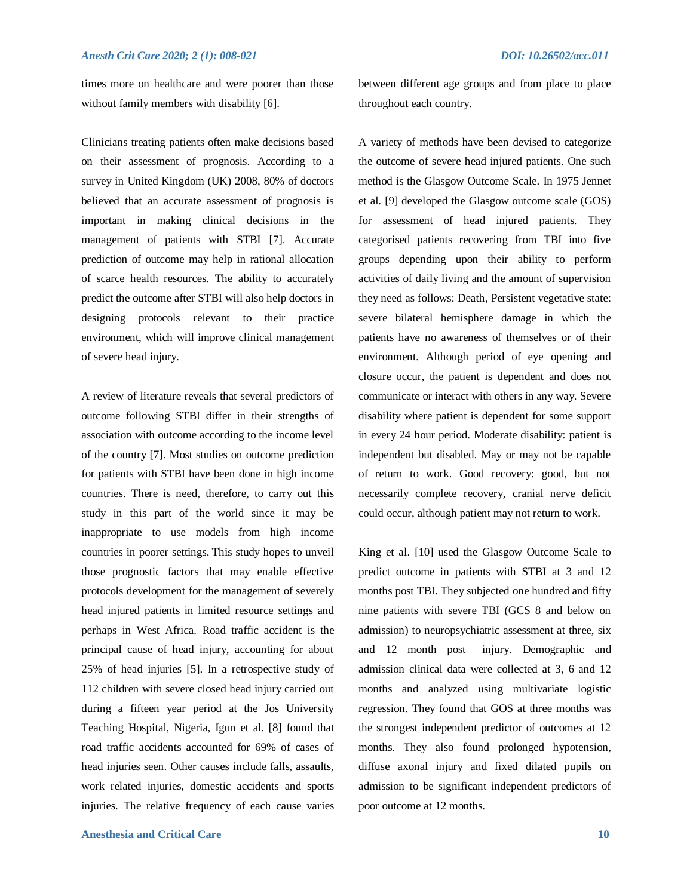times more on healthcare and were poorer than those without family members with disability [6].

Clinicians treating patients often make decisions based on their assessment of prognosis. According to a survey in United Kingdom (UK) 2008, 80% of doctors believed that an accurate assessment of prognosis is important in making clinical decisions in the management of patients with STBI [7]. Accurate prediction of outcome may help in rational allocation of scarce health resources. The ability to accurately predict the outcome after STBI will also help doctors in designing protocols relevant to their practice environment, which will improve clinical management of severe head injury.

A review of literature reveals that several predictors of outcome following STBI differ in their strengths of association with outcome according to the income level of the country [7]. Most studies on outcome prediction for patients with STBI have been done in high income countries. There is need, therefore, to carry out this study in this part of the world since it may be inappropriate to use models from high income countries in poorer settings. This study hopes to unveil those prognostic factors that may enable effective protocols development for the management of severely head injured patients in limited resource settings and perhaps in West Africa. Road traffic accident is the principal cause of head injury, accounting for about 25% of head injuries [5]. In a retrospective study of 112 children with severe closed head injury carried out during a fifteen year period at the Jos University Teaching Hospital, Nigeria, Igun et al. [8] found that road traffic accidents accounted for 69% of cases of head injuries seen. Other causes include falls, assaults, work related injuries, domestic accidents and sports injuries. The relative frequency of each cause varies between different age groups and from place to place throughout each country.

A variety of methods have been devised to categorize the outcome of severe head injured patients. One such method is the Glasgow Outcome Scale. In 1975 Jennet et al. [9] developed the Glasgow outcome scale (GOS) for assessment of head injured patients. They categorised patients recovering from TBI into five groups depending upon their ability to perform activities of daily living and the amount of supervision they need as follows: Death, Persistent vegetative state: severe bilateral hemisphere damage in which the patients have no awareness of themselves or of their environment. Although period of eye opening and closure occur, the patient is dependent and does not communicate or interact with others in any way. Severe disability where patient is dependent for some support in every 24 hour period. Moderate disability: patient is independent but disabled. May or may not be capable of return to work. Good recovery: good, but not necessarily complete recovery, cranial nerve deficit could occur, although patient may not return to work.

King et al. [10] used the Glasgow Outcome Scale to predict outcome in patients with STBI at 3 and 12 months post TBI. They subjected one hundred and fifty nine patients with severe TBI (GCS 8 and below on admission) to neuropsychiatric assessment at three, six and 12 month post –injury. Demographic and admission clinical data were collected at 3, 6 and 12 months and analyzed using multivariate logistic regression. They found that GOS at three months was the strongest independent predictor of outcomes at 12 months. They also found prolonged hypotension, diffuse axonal injury and fixed dilated pupils on admission to be significant independent predictors of poor outcome at 12 months.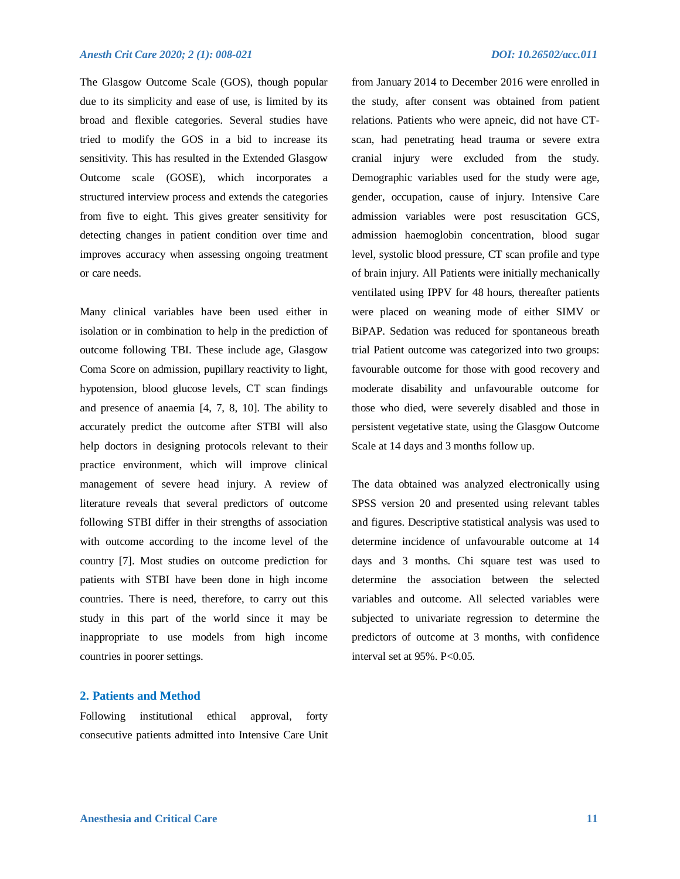The Glasgow Outcome Scale (GOS), though popular due to its simplicity and ease of use, is limited by its broad and flexible categories. Several studies have tried to modify the GOS in a bid to increase its sensitivity. This has resulted in the Extended Glasgow Outcome scale (GOSE), which incorporates a structured interview process and extends the categories from five to eight. This gives greater sensitivity for detecting changes in patient condition over time and improves accuracy when assessing ongoing treatment or care needs.

Many clinical variables have been used either in isolation or in combination to help in the prediction of outcome following TBI. These include age, Glasgow Coma Score on admission, pupillary reactivity to light, hypotension, blood glucose levels, CT scan findings and presence of anaemia [4, 7, 8, 10]. The ability to accurately predict the outcome after STBI will also help doctors in designing protocols relevant to their practice environment, which will improve clinical management of severe head injury. A review of literature reveals that several predictors of outcome following STBI differ in their strengths of association with outcome according to the income level of the country [7]. Most studies on outcome prediction for patients with STBI have been done in high income countries. There is need, therefore, to carry out this study in this part of the world since it may be inappropriate to use models from high income countries in poorer settings.

## 2. Patients and Method

Following institutional ethical approval, forty consecutive patients admitted into Intensive Care Unit from January 2014 to December 2016 were enrolled in the study, after consent was obtained from patient relations. Patients who were apneic, did not have CT-scan, had penetrating head trauma or severe extra cranial injury were excluded from the study. Demographic variables used for the study were age, gender, occupation, cause of injury. Intensive Care admission variables were post resuscitation GCS, admission haemoglobin concentration, blood sugar level, systolic blood pressure, CT scan profile and type of brain injury. All Patients were initially mechanically ventilated using IPPV for 48 hours, thereafter patients were placed on weaning mode of either SIMV or BiPAP. Sedation was reduced for spontaneous breath trial Patient outcome was categorized into two groups: favourable outcome for those with good recovery and moderate disability and unfavourable outcome for those who died, were severely disabled and those in persistent vegetative state, using the Glasgow Outcome Scale at 14 days and 3 months follow up.

The data obtained was analyzed electronically using SPSS version 20 and presented using relevant tables and figures. Descriptive statistical analysis was used to determine incidence of unfavourable outcome at 14 days and 3 months. Chi square test was used to determine the association between the selected variables and outcome. All selected variables were subjected to univariate regression to determine the predictors of outcome at 3 months, with confidence interval set at 95%. $P<0.05$.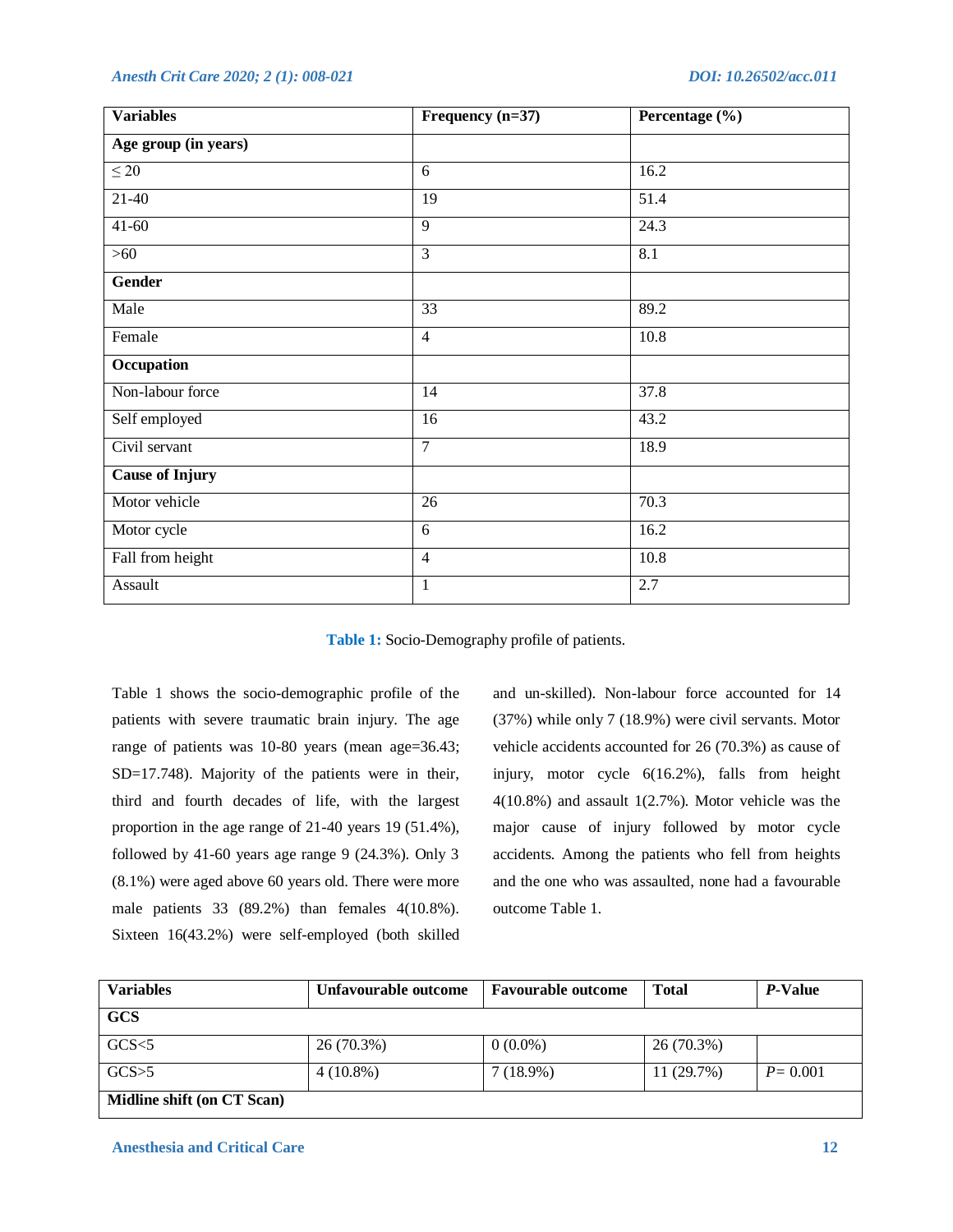| Variables | Frequency (n=37) | Percentage (%) |
|---|---|---|
| **Age group (in years)** | | |
| ≤ 20 | 6 | 16.2 |
| 21-40 | 19 | 51.4 |
| 41-60 | 9 | 24.3 |
| >60 | 3 | 8.1 |
| **Gender** | | |
| Male | 33 | 89.2 |
| Female | 4 | 10.8 |
| **Occupation** | | |
| Non-labour force | 14 | 37.8 |
| Self employed | 16 | 43.2 |
| Civil servant | 7 | 18.9 |
| **Cause of Injury** | | |
| Motor vehicle | 26 | 70.3 |
| Motor cycle | 6 | 16.2 |
| Fall from height | 4 | 10.8 |
| Assault | 1 | 2.7 |

**Table 1:** Socio-Demography profile of patients.

Table 1 shows the socio-demographic profile of the patients with severe traumatic brain injury. The age range of patients was 10-80 years (mean age=36.43; SD=17.748). Majority of the patients were in their, third and fourth decades of life, with the largest proportion in the age range of 21-40 years 19 (51.4%), followed by 41-60 years age range 9 (24.3%). Only 3 (8.1%) were aged above 60 years old. There were more male patients 33 (89.2%) than females 4(10.8%). Sixteen 16(43.2%) were self-employed (both skilled and un-skilled). Non-labour force accounted for 14 (37%) while only 7 (18.9%) were civil servants. Motor vehicle accidents accounted for 26 (70.3%) as cause of injury, motor cycle 6(16.2%), falls from height 4(10.8%) and assault 1(2.7%). Motor vehicle was the major cause of injury followed by motor cycle accidents. Among the patients who fell from heights and the one who was assaulted, none had a favourable outcome Table 1.

| Variables | Unfavourable outcome | Favourable outcome | Total | *P*-Value |
|---|---|---|---|---|
| **GCS** | | | | |
| GCS<5 | 26 (70.3%) | 0 (0.0%) | 26 (70.3%) | |
| GCS>5 | 4 (10.8%) | 7 (18.9%) | 11 (29.7%) | *P*= 0.001 |
| **Midline shift (on CT Scan)** | | | | |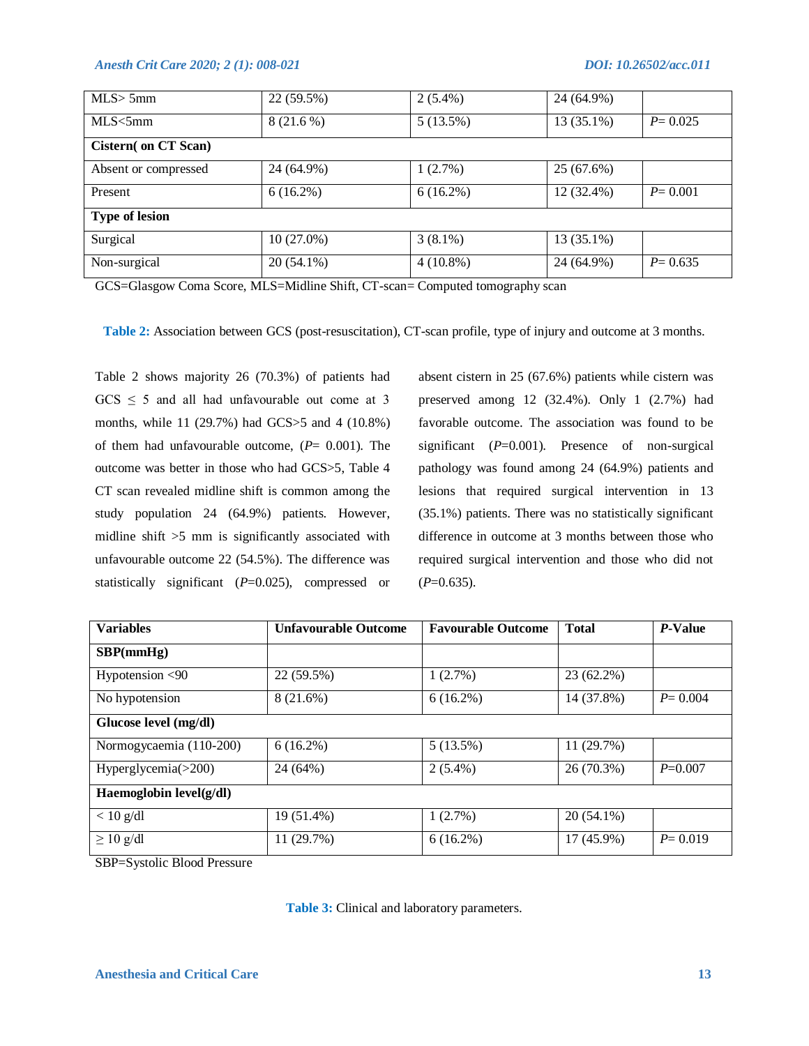| | | | | |
|---|---|---|---|---|
| MLS> 5mm | 22 (59.5%) | 2 (5.4%) | 24 (64.9%) | |
| MLS<5mm | 8 (21.6 %) | 5 (13.5%) | 13 (35.1%) | *P*= 0.025 |
| **Cistern( on CT Scan)** | | | | |
| Absent or compressed | 24 (64.9%) | 1 (2.7%) | 25 (67.6%) | |
| Present | 6 (16.2%) | 6 (16.2%) | 12 (32.4%) | *P*= 0.001 |
| **Type of lesion** | | | | |
| Surgical | 10 (27.0%) | 3 (8.1%) | 13 (35.1%) | |
| Non-surgical | 20 (54.1%) | 4 (10.8%) | 24 (64.9%) | *P*= 0.635 |

GCS=Glasgow Coma Score, MLS=Midline Shift, CT-scan= Computed tomography scan

**Table 2:** Association between GCS (post-resuscitation), CT-scan profile, type of injury and outcome at 3 months.

Table 2 shows majority 26 (70.3%) of patients had GCS ≤ 5 and all had unfavourable out come at 3 months, while 11 (29.7%) had GCS>5 and 4 (10.8%) of them had unfavourable outcome, (*P*= 0.001). The outcome was better in those who had GCS>5, Table 4 CT scan revealed midline shift is common among the study population 24 (64.9%) patients. However, midline shift >5 mm is significantly associated with unfavourable outcome 22 (54.5%). The difference was statistically significant (*P*=0.025), compressed or absent cistern in 25 (67.6%) patients while cistern was preserved among 12 (32.4%). Only 1 (2.7%) had favorable outcome. The association was found to be significant (*P*=0.001). Presence of non-surgical pathology was found among 24 (64.9%) patients and lesions that required surgical intervention in 13 (35.1%) patients. There was no statistically significant difference in outcome at 3 months between those who required surgical intervention and those who did not (*P*=0.635).

| Variables | Unfavourable Outcome | Favourable Outcome | Total | *P*-Value |
|---|---|---|---|---|
| **SBP(mmHg)** | | | | |
| Hypotension <90 | 22 (59.5%) | 1 (2.7%) | 23 (62.2%) | |
| No hypotension | 8 (21.6%) | 6 (16.2%) | 14 (37.8%) | *P*= 0.004 |
| **Glucose level (mg/dl)** | | | | |
| Normogycaemia (110-200) | 6 (16.2%) | 5 (13.5%) | 11 (29.7%) | |
| Hyperglycemia(>200) | 24 (64%) | 2 (5.4%) | 26 (70.3%) | *P*=0.007 |
| **Haemoglobin level(g/dl)** | | | | |
| < 10 g/dl | 19 (51.4%) | 1 (2.7%) | 20 (54.1%) | |
| ≥ 10 g/dl | 11 (29.7%) | 6 (16.2%) | 17 (45.9%) | *P*= 0.019 |

SBP=Systolic Blood Pressure

**Table 3:** Clinical and laboratory parameters.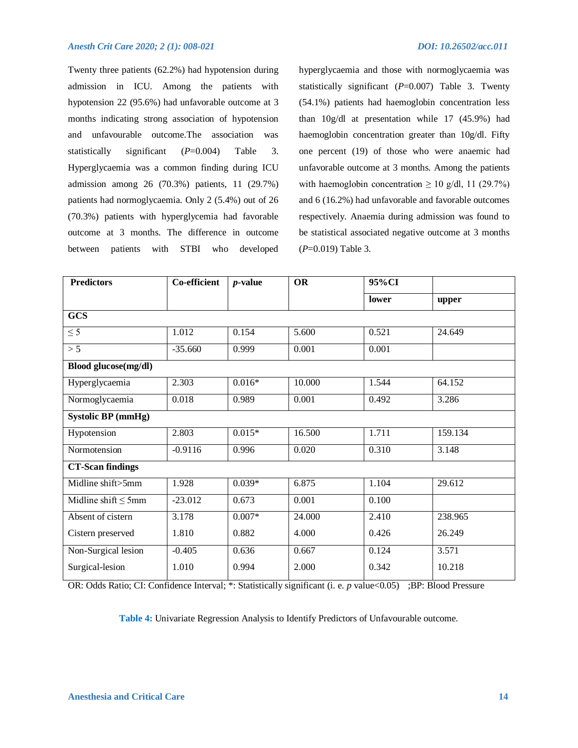Twenty three patients (62.2%) had hypotension during admission in ICU. Among the patients with hypotension 22 (95.6%) had unfavorable outcome at 3 months indicating strong association of hypotension and unfavourable outcome.The association was statistically significant (*P*=0.004) Table 3. Hyperglycaemia was a common finding during ICU admission among 26 (70.3%) patients, 11 (29.7%) patients had normoglycaemia. Only 2 (5.4%) out of 26 (70.3%) patients with hyperglycemia had favorable outcome at 3 months. The difference in outcome between patients with STBI who developed hyperglycaemia and those with normoglycaemia was statistically significant (*P*=0.007) Table 3. Twenty (54.1%) patients had haemoglobin concentration less than 10g/dl at presentation while 17 (45.9%) had haemoglobin concentration greater than 10g/dl. Fifty one percent (19) of those who were anaemic had unfavorable outcome at 3 months. Among the patients with haemoglobin concentration ≥ 10 g/dl, 11 (29.7%) and 6 (16.2%) had unfavorable and favorable outcomes respectively. Anaemia during admission was found to be statistical associated negative outcome at 3 months (*P*=0.019) Table 3.

| Predictors | Co-efficient | *p*-value | OR | 95%CI | |
|---|---|---|---|---|---|
| | | | | lower | upper |
| **GCS** | | | | | |
| ≤ 5 | 1.012 | 0.154 | 5.600 | 0.521 | 24.649 |
| > 5 | -35.660 | 0.999 | 0.001 | 0.001 | |
| **Blood glucose(mg/dl)** | | | | | |
| Hyperglycaemia | 2.303 | 0.016* | 10.000 | 1.544 | 64.152 |
| Normoglycaemia | 0.018 | 0.989 | 0.001 | 0.492 | 3.286 |
| **Systolic BP (mmHg)** | | | | | |
| Hypotension | 2.803 | 0.015* | 16.500 | 1.711 | 159.134 |
| Normotension | -0.9116 | 0.996 | 0.020 | 0.310 | 3.148 |
| **CT-Scan findings** | | | | | |
| Midline shift>5mm | 1.928 | 0.039* | 6.875 | 1.104 | 29.612 |
| Midline shift ≤ 5mm | -23.012 | 0.673 | 0.001 | 0.100 | |
| Absent of cistern | 3.178 | 0.007* | 24.000 | 2.410 | 238.965 |
| Cistern preserved | 1.810 | 0.882 | 4.000 | 0.426 | 26.249 |
| Non-Surgical lesion | -0.405 | 0.636 | 0.667 | 0.124 | 3.571 |
| Surgical-lesion | 1.010 | 0.994 | 2.000 | 0.342 | 10.218 |

OR: Odds Ratio; CI: Confidence Interval; *: Statistically significant (i. e. *p* value<0.05) ;BP: Blood Pressure

**Table 4:** Univariate Regression Analysis to Identify Predictors of Unfavourable outcome.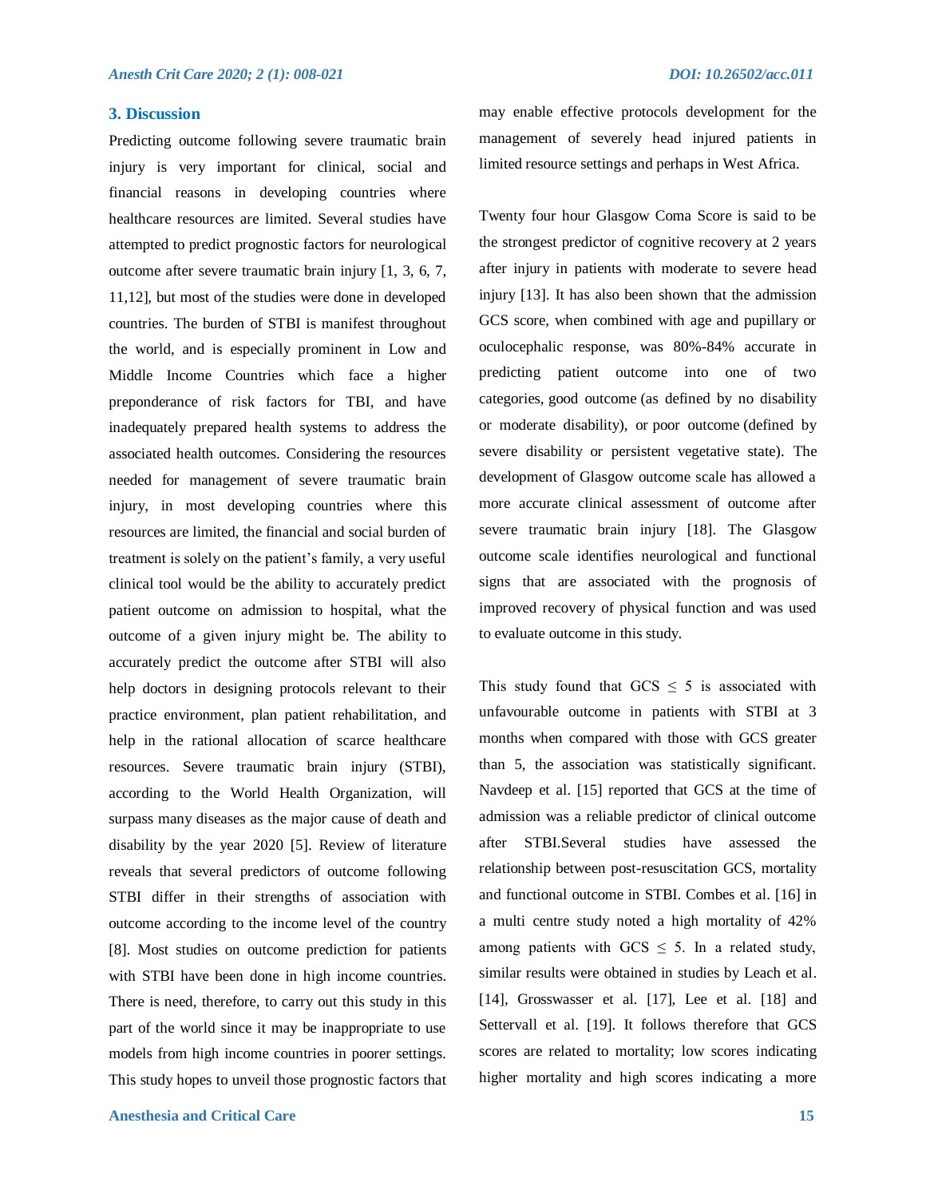## 3. Discussion

Predicting outcome following severe traumatic brain injury is very important for clinical, social and financial reasons in developing countries where healthcare resources are limited. Several studies have attempted to predict prognostic factors for neurological outcome after severe traumatic brain injury [1, 3, 6, 7, 11,12], but most of the studies were done in developed countries. The burden of STBI is manifest throughout the world, and is especially prominent in Low and Middle Income Countries which face a higher preponderance of risk factors for TBI, and have inadequately prepared health systems to address the associated health outcomes. Considering the resources needed for management of severe traumatic brain injury, in most developing countries where this resources are limited, the financial and social burden of treatment is solely on the patient's family, a very useful clinical tool would be the ability to accurately predict patient outcome on admission to hospital, what the outcome of a given injury might be. The ability to accurately predict the outcome after STBI will also help doctors in designing protocols relevant to their practice environment, plan patient rehabilitation, and help in the rational allocation of scarce healthcare resources. Severe traumatic brain injury (STBI), according to the World Health Organization, will surpass many diseases as the major cause of death and disability by the year 2020 [5]. Review of literature reveals that several predictors of outcome following STBI differ in their strengths of association with outcome according to the income level of the country [8]. Most studies on outcome prediction for patients with STBI have been done in high income countries. There is need, therefore, to carry out this study in this part of the world since it may be inappropriate to use models from high income countries in poorer settings. This study hopes to unveil those prognostic factors that may enable effective protocols development for the management of severely head injured patients in limited resource settings and perhaps in West Africa.

Twenty four hour Glasgow Coma Score is said to be the strongest predictor of cognitive recovery at 2 years after injury in patients with moderate to severe head injury [13]. It has also been shown that the admission GCS score, when combined with age and pupillary or oculocephalic response, was 80%-84% accurate in predicting patient outcome into one of two categories, good outcome (as defined by no disability or moderate disability), or poor outcome (defined by severe disability or persistent vegetative state). The development of Glasgow outcome scale has allowed a more accurate clinical assessment of outcome after severe traumatic brain injury [18]. The Glasgow outcome scale identifies neurological and functional signs that are associated with the prognosis of improved recovery of physical function and was used to evaluate outcome in this study.

This study found that GCS $\leq 5$ is associated with unfavourable outcome in patients with STBI at 3 months when compared with those with GCS greater than 5, the association was statistically significant. Navdeep et al. [15] reported that GCS at the time of admission was a reliable predictor of clinical outcome after STBI.Several studies have assessed the relationship between post-resuscitation GCS, mortality and functional outcome in STBI. Combes et al. [16] in a multi centre study noted a high mortality of 42% among patients with GCS $\leq 5$. In a related study, similar results were obtained in studies by Leach et al. [14], Grosswasser et al. [17], Lee et al. [18] and Settervall et al. [19]. It follows therefore that GCS scores are related to mortality; low scores indicating higher mortality and high scores indicating a more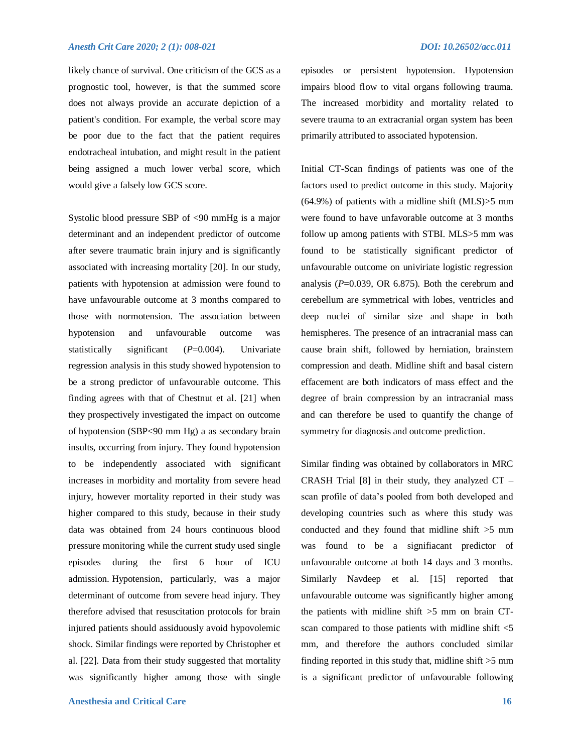likely chance of survival. One criticism of the GCS as a prognostic tool, however, is that the summed score does not always provide an accurate depiction of a patient's condition. For example, the verbal score may be poor due to the fact that the patient requires endotracheal intubation, and might result in the patient being assigned a much lower verbal score, which would give a falsely low GCS score.

Systolic blood pressure SBP of <90 mmHg is a major determinant and an independent predictor of outcome after severe traumatic brain injury and is significantly associated with increasing mortality [20]. In our study, patients with hypotension at admission were found to have unfavourable outcome at 3 months compared to those with normotension. The association between hypotension and unfavourable outcome was statistically significant (*P*=0.004). Univariate regression analysis in this study showed hypotension to be a strong predictor of unfavourable outcome. This finding agrees with that of Chestnut et al. [21] when they prospectively investigated the impact on outcome of hypotension (SBP<90 mm Hg) a as secondary brain insults, occurring from injury. They found hypotension to be independently associated with significant increases in morbidity and mortality from severe head injury, however mortality reported in their study was higher compared to this study, because in their study data was obtained from 24 hours continuous blood pressure monitoring while the current study used single episodes during the first 6 hour of ICU admission. Hypotension, particularly, was a major determinant of outcome from severe head injury. They therefore advised that resuscitation protocols for brain injured patients should assiduously avoid hypovolemic shock. Similar findings were reported by Christopher et al. [22]. Data from their study suggested that mortality was significantly higher among those with single episodes or persistent hypotension. Hypotension impairs blood flow to vital organs following trauma. The increased morbidity and mortality related to severe trauma to an extracranial organ system has been primarily attributed to associated hypotension.

Initial CT-Scan findings of patients was one of the factors used to predict outcome in this study. Majority (64.9%) of patients with a midline shift (MLS)>5 mm were found to have unfavorable outcome at 3 months follow up among patients with STBI. MLS>5 mm was found to be statistically significant predictor of unfavourable outcome on univiriate logistic regression analysis (*P*=0.039, OR 6.875). Both the cerebrum and cerebellum are symmetrical with lobes, ventricles and deep nuclei of similar size and shape in both hemispheres. The presence of an intracranial mass can cause brain shift, followed by herniation, brainstem compression and death. Midline shift and basal cistern effacement are both indicators of mass effect and the degree of brain compression by an intracranial mass and can therefore be used to quantify the change of symmetry for diagnosis and outcome prediction.

Similar finding was obtained by collaborators in MRC CRASH Trial [8] in their study, they analyzed CT – scan profile of data's pooled from both developed and developing countries such as where this study was conducted and they found that midline shift >5 mm was found to be a signifiacant predictor of unfavourable outcome at both 14 days and 3 months. Similarly Navdeep et al. [15] reported that unfavourable outcome was significantly higher among the patients with midline shift >5 mm on brain CT-scan compared to those patients with midline shift <5 mm, and therefore the authors concluded similar finding reported in this study that, midline shift >5 mm is a significant predictor of unfavourable following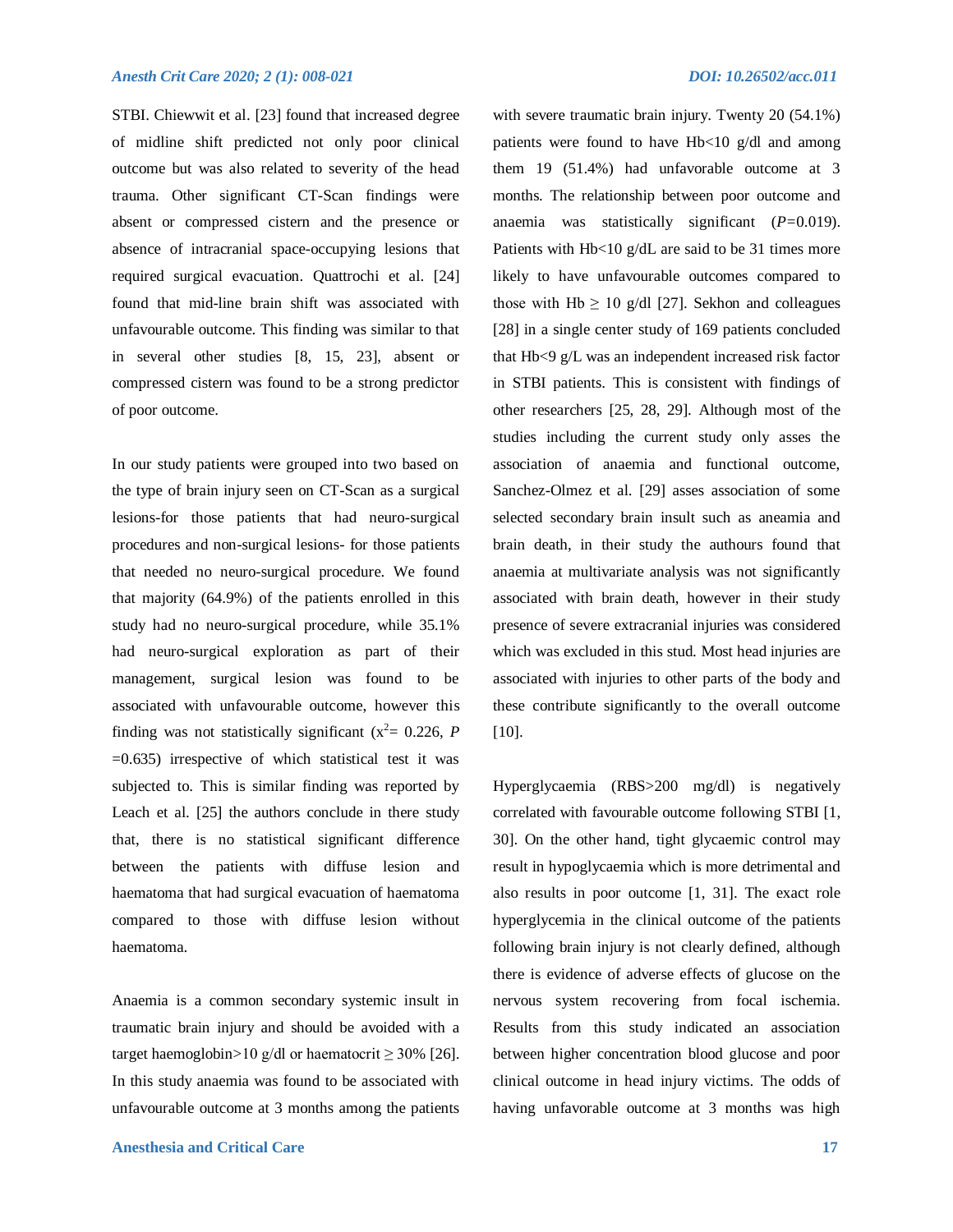STBI. Chiewwit et al. [23] found that increased degree of midline shift predicted not only poor clinical outcome but was also related to severity of the head trauma. Other significant CT-Scan findings were absent or compressed cistern and the presence or absence of intracranial space-occupying lesions that required surgical evacuation. Quattrochi et al. [24] found that mid-line brain shift was associated with unfavourable outcome. This finding was similar to that in several other studies [8, 15, 23], absent or compressed cistern was found to be a strong predictor of poor outcome.

In our study patients were grouped into two based on the type of brain injury seen on CT-Scan as a surgical lesions-for those patients that had neuro-surgical procedures and non-surgical lesions- for those patients that needed no neuro-surgical procedure. We found that majority (64.9%) of the patients enrolled in this study had no neuro-surgical procedure, while 35.1% had neuro-surgical exploration as part of their management, surgical lesion was found to be associated with unfavourable outcome, however this finding was not statistically significant ($x^2$= 0.226, *P* =0.635) irrespective of which statistical test it was subjected to. This is similar finding was reported by Leach et al. [25] the authors conclude in there study that, there is no statistical significant difference between the patients with diffuse lesion and haematoma that had surgical evacuation of haematoma compared to those with diffuse lesion without haematoma.

Anaemia is a common secondary systemic insult in traumatic brain injury and should be avoided with a target haemoglobin>10 g/dl or haematocrit ≥ 30% [26]. In this study anaemia was found to be associated with unfavourable outcome at 3 months among the patients with severe traumatic brain injury. Twenty 20 (54.1%) patients were found to have Hb<10 g/dl and among them 19 (51.4%) had unfavorable outcome at 3 months. The relationship between poor outcome and anaemia was statistically significant (*P*=0.019). Patients with Hb<10 g/dL are said to be 31 times more likely to have unfavourable outcomes compared to those with Hb ≥ 10 g/dl [27]. Sekhon and colleagues [28] in a single center study of 169 patients concluded that Hb<9 g/L was an independent increased risk factor in STBI patients. This is consistent with findings of other researchers [25, 28, 29]. Although most of the studies including the current study only asses the association of anaemia and functional outcome, Sanchez-Olmez et al. [29] asses association of some selected secondary brain insult such as aneamia and brain death, in their study the authours found that anaemia at multivariate analysis was not significantly associated with brain death, however in their study presence of severe extracranial injuries was considered which was excluded in this stud. Most head injuries are associated with injuries to other parts of the body and these contribute significantly to the overall outcome [10].

Hyperglycaemia (RBS>200 mg/dl) is negatively correlated with favourable outcome following STBI [1, 30]. On the other hand, tight glycaemic control may result in hypoglycaemia which is more detrimental and also results in poor outcome [1, 31]. The exact role hyperglycemia in the clinical outcome of the patients following brain injury is not clearly defined, although there is evidence of adverse effects of glucose on the nervous system recovering from focal ischemia. Results from this study indicated an association between higher concentration blood glucose and poor clinical outcome in head injury victims. The odds of having unfavorable outcome at 3 months was high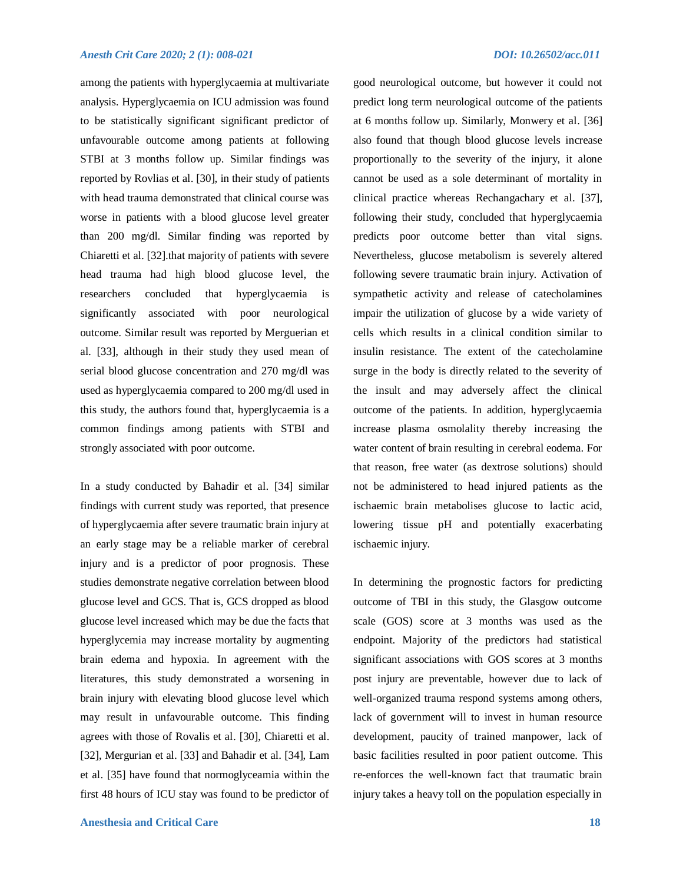among the patients with hyperglycaemia at multivariate analysis. Hyperglycaemia on ICU admission was found to be statistically significant significant predictor of unfavourable outcome among patients at following STBI at 3 months follow up. Similar findings was reported by Rovlias et al. [30], in their study of patients with head trauma demonstrated that clinical course was worse in patients with a blood glucose level greater than 200 mg/dl. Similar finding was reported by Chiaretti et al. [32].that majority of patients with severe head trauma had high blood glucose level, the researchers concluded that hyperglycaemia is significantly associated with poor neurological outcome. Similar result was reported by Merguerian et al. [33], although in their study they used mean of serial blood glucose concentration and 270 mg/dl was used as hyperglycaemia compared to 200 mg/dl used in this study, the authors found that, hyperglycaemia is a common findings among patients with STBI and strongly associated with poor outcome.

In a study conducted by Bahadir et al. [34] similar findings with current study was reported, that presence of hyperglycaemia after severe traumatic brain injury at an early stage may be a reliable marker of cerebral injury and is a predictor of poor prognosis. These studies demonstrate negative correlation between blood glucose level and GCS. That is, GCS dropped as blood glucose level increased which may be due the facts that hyperglycemia may increase mortality by augmenting brain edema and hypoxia. In agreement with the literatures, this study demonstrated a worsening in brain injury with elevating blood glucose level which may result in unfavourable outcome. This finding agrees with those of Rovalis et al. [30], Chiaretti et al. [32], Mergurian et al. [33] and Bahadir et al. [34], Lam et al. [35] have found that normoglyceamia within the first 48 hours of ICU stay was found to be predictor of good neurological outcome, but however it could not predict long term neurological outcome of the patients at 6 months follow up. Similarly, Monwery et al. [36] also found that though blood glucose levels increase proportionally to the severity of the injury, it alone cannot be used as a sole determinant of mortality in clinical practice whereas Rechangachary et al. [37], following their study, concluded that hyperglycaemia predicts poor outcome better than vital signs. Nevertheless, glucose metabolism is severely altered following severe traumatic brain injury. Activation of sympathetic activity and release of catecholamines impair the utilization of glucose by a wide variety of cells which results in a clinical condition similar to insulin resistance. The extent of the catecholamine surge in the body is directly related to the severity of the insult and may adversely affect the clinical outcome of the patients. In addition, hyperglycaemia increase plasma osmolality thereby increasing the water content of brain resulting in cerebral eodema. For that reason, free water (as dextrose solutions) should not be administered to head injured patients as the ischaemic brain metabolises glucose to lactic acid, lowering tissue pH and potentially exacerbating ischaemic injury.

In determining the prognostic factors for predicting outcome of TBI in this study, the Glasgow outcome scale (GOS) score at 3 months was used as the endpoint. Majority of the predictors had statistical significant associations with GOS scores at 3 months post injury are preventable, however due to lack of well-organized trauma respond systems among others, lack of government will to invest in human resource development, paucity of trained manpower, lack of basic facilities resulted in poor patient outcome. This re-enforces the well-known fact that traumatic brain injury takes a heavy toll on the population especially in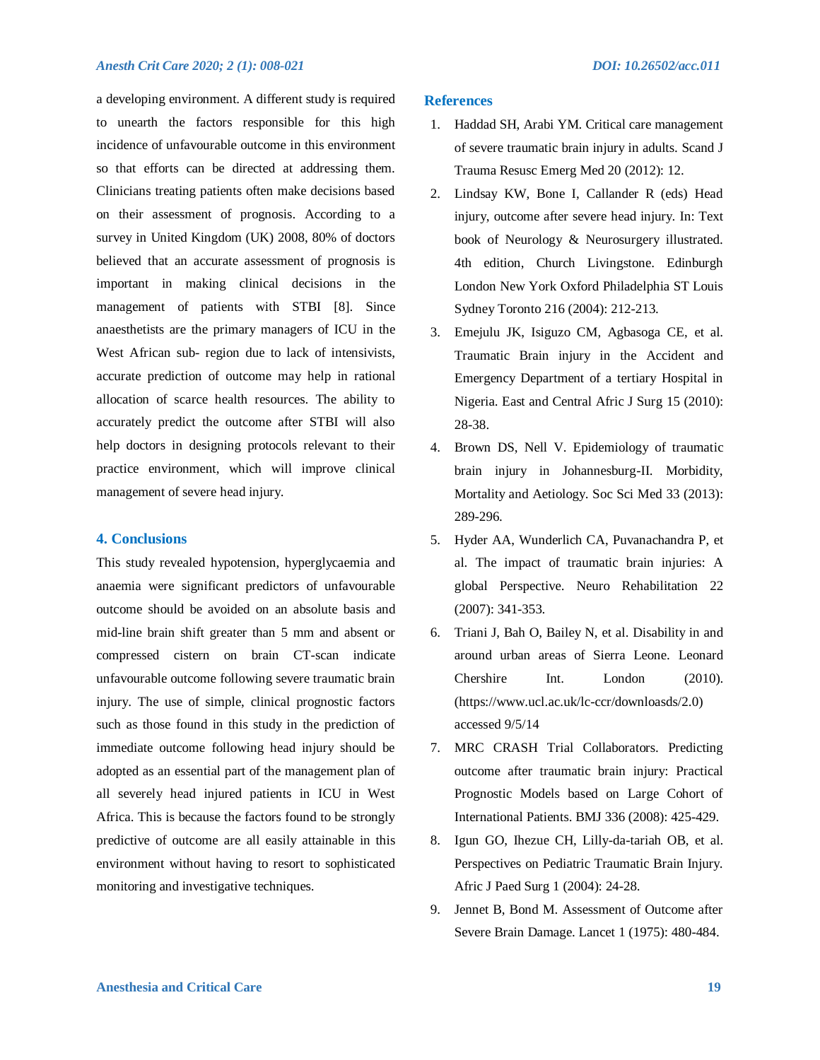a developing environment. A different study is required to unearth the factors responsible for this high incidence of unfavourable outcome in this environment so that efforts can be directed at addressing them. Clinicians treating patients often make decisions based on their assessment of prognosis. According to a survey in United Kingdom (UK) 2008, 80% of doctors believed that an accurate assessment of prognosis is important in making clinical decisions in the management of patients with STBI [8]. Since anaesthetists are the primary managers of ICU in the West African sub- region due to lack of intensivists, accurate prediction of outcome may help in rational allocation of scarce health resources. The ability to accurately predict the outcome after STBI will also help doctors in designing protocols relevant to their practice environment, which will improve clinical management of severe head injury.

## 4. Conclusions

This study revealed hypotension, hyperglycaemia and anaemia were significant predictors of unfavourable outcome should be avoided on an absolute basis and mid-line brain shift greater than 5 mm and absent or compressed cistern on brain CT-scan indicate unfavourable outcome following severe traumatic brain injury. The use of simple, clinical prognostic factors such as those found in this study in the prediction of immediate outcome following head injury should be adopted as an essential part of the management plan of all severely head injured patients in ICU in West Africa. This is because the factors found to be strongly predictive of outcome are all easily attainable in this environment without having to resort to sophisticated monitoring and investigative techniques.

## References

1. Haddad SH, Arabi YM. Critical care management of severe traumatic brain injury in adults. Scand J Trauma Resusc Emerg Med 20 (2012): 12.
2. Lindsay KW, Bone I, Callander R (eds) Head injury, outcome after severe head injury. In: Text book of Neurology & Neurosurgery illustrated. 4th edition, Church Livingstone. Edinburgh London New York Oxford Philadelphia ST Louis Sydney Toronto 216 (2004): 212-213.
3. Emejulu JK, Isiguzo CM, Agbasoga CE, et al. Traumatic Brain injury in the Accident and Emergency Department of a tertiary Hospital in Nigeria. East and Central Afric J Surg 15 (2010): 28-38.
4. Brown DS, Nell V. Epidemiology of traumatic brain injury in Johannesburg-II. Morbidity, Mortality and Aetiology. Soc Sci Med 33 (2013): 289-296.
5. Hyder AA, Wunderlich CA, Puvanachandra P, et al. The impact of traumatic brain injuries: A global Perspective. Neuro Rehabilitation 22 (2007): 341-353.
6. Triani J, Bah O, Bailey N, et al. Disability in and around urban areas of Sierra Leone. Leonard Chershire Int. London (2010). (https://www.ucl.ac.uk/lc-ccr/downloasds/2.0) accessed 9/5/14
7. MRC CRASH Trial Collaborators. Predicting outcome after traumatic brain injury: Practical Prognostic Models based on Large Cohort of International Patients. BMJ 336 (2008): 425-429.
8. Igun GO, Ihezue CH, Lilly-da-tariah OB, et al. Perspectives on Pediatric Traumatic Brain Injury. Afric J Paed Surg 1 (2004): 24-28.
9. Jennet B, Bond M. Assessment of Outcome after Severe Brain Damage. Lancet 1 (1975): 480-484.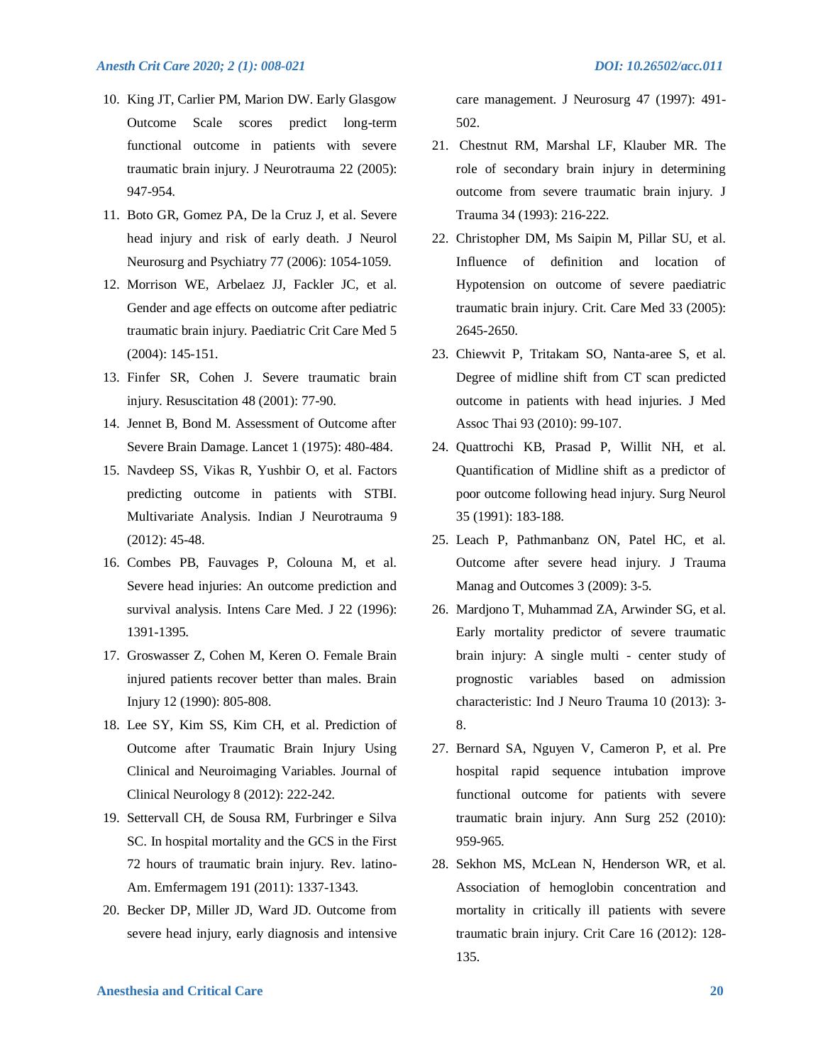10. King JT, Carlier PM, Marion DW. Early Glasgow Outcome Scale scores predict long-term functional outcome in patients with severe traumatic brain injury. J Neurotrauma 22 (2005): 947-954.
11. Boto GR, Gomez PA, De la Cruz J, et al. Severe head injury and risk of early death. J Neurol Neurosurg and Psychiatry 77 (2006): 1054-1059.
12. Morrison WE, Arbelaez JJ, Fackler JC, et al. Gender and age effects on outcome after pediatric traumatic brain injury. Paediatric Crit Care Med 5 (2004): 145-151.
13. Finfer SR, Cohen J. Severe traumatic brain injury. Resuscitation 48 (2001): 77-90.
14. Jennet B, Bond M. Assessment of Outcome after Severe Brain Damage. Lancet 1 (1975): 480-484.
15. Navdeep SS, Vikas R, Yushbir O, et al. Factors predicting outcome in patients with STBI. Multivariate Analysis. Indian J Neurotrauma 9 (2012): 45-48.
16. Combes PB, Fauvages P, Colouna M, et al. Severe head injuries: An outcome prediction and survival analysis. Intens Care Med. J 22 (1996): 1391-1395.
17. Groswasser Z, Cohen M, Keren O. Female Brain injured patients recover better than males. Brain Injury 12 (1990): 805-808.
18. Lee SY, Kim SS, Kim CH, et al. Prediction of Outcome after Traumatic Brain Injury Using Clinical and Neuroimaging Variables. Journal of Clinical Neurology 8 (2012): 222-242.
19. Settervall CH, de Sousa RM, Furbringer e Silva SC. In hospital mortality and the GCS in the First 72 hours of traumatic brain injury. Rev. latino-Am. Emfermagem 191 (2011): 1337-1343.
20. Becker DP, Miller JD, Ward JD. Outcome from severe head injury, early diagnosis and intensive care management. J Neurosurg 47 (1997): 491-502.
21. Chestnut RM, Marshal LF, Klauber MR. The role of secondary brain injury in determining outcome from severe traumatic brain injury. J Trauma 34 (1993): 216-222.
22. Christopher DM, Ms Saipin M, Pillar SU, et al. Influence of definition and location of Hypotension on outcome of severe paediatric traumatic brain injury. Crit. Care Med 33 (2005): 2645-2650.
23. Chiewvit P, Tritakam SO, Nanta-aree S, et al. Degree of midline shift from CT scan predicted outcome in patients with head injuries. J Med Assoc Thai 93 (2010): 99-107.
24. Quattrochi KB, Prasad P, Willit NH, et al. Quantification of Midline shift as a predictor of poor outcome following head injury. Surg Neurol 35 (1991): 183-188.
25. Leach P, Pathmanbanz ON, Patel HC, et al. Outcome after severe head injury. J Trauma Manag and Outcomes 3 (2009): 3-5.
26. Mardjono T, Muhammad ZA, Arwinder SG, et al. Early mortality predictor of severe traumatic brain injury: A single multi - center study of prognostic variables based on admission characteristic: Ind J Neuro Trauma 10 (2013): 3-8.
27. Bernard SA, Nguyen V, Cameron P, et al. Pre hospital rapid sequence intubation improve functional outcome for patients with severe traumatic brain injury. Ann Surg 252 (2010): 959-965.
28. Sekhon MS, McLean N, Henderson WR, et al. Association of hemoglobin concentration and mortality in critically ill patients with severe traumatic brain injury. Crit Care 16 (2012): 128-135.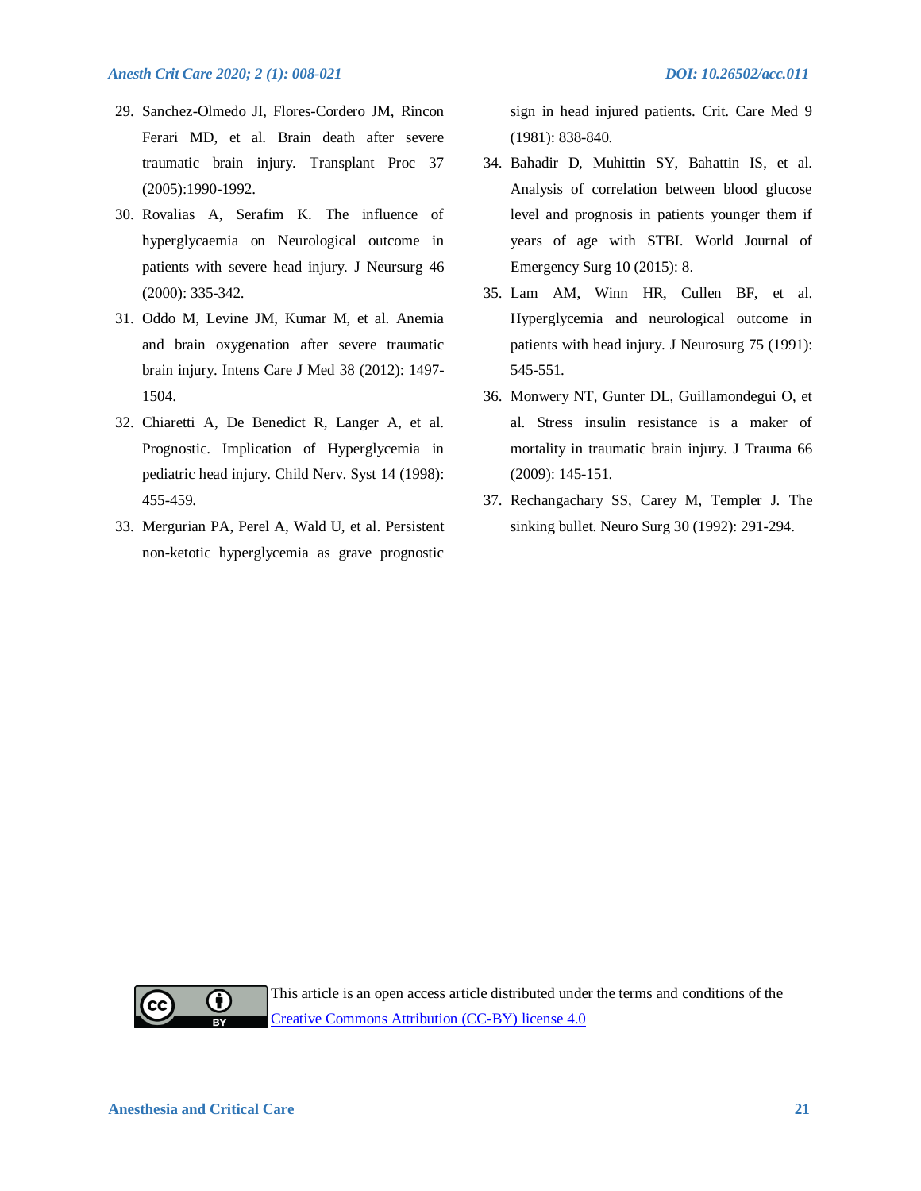29. Sanchez-Olmedo JI, Flores-Cordero JM, Rincon Ferari MD, et al. Brain death after severe traumatic brain injury. Transplant Proc 37 (2005):1990-1992.
30. Rovalias A, Serafim K. The influence of hyperglycaemia on Neurological outcome in patients with severe head injury. J Neursurg 46 (2000): 335-342.
31. Oddo M, Levine JM, Kumar M, et al. Anemia and brain oxygenation after severe traumatic brain injury. Intens Care J Med 38 (2012): 1497-1504.
32. Chiaretti A, De Benedict R, Langer A, et al. Prognostic. Implication of Hyperglycemia in pediatric head injury. Child Nerv. Syst 14 (1998): 455-459.
33. Mergurian PA, Perel A, Wald U, et al. Persistent non-ketotic hyperglycemia as grave prognostic sign in head injured patients. Crit. Care Med 9 (1981): 838-840.
34. Bahadir D, Muhittin SY, Bahattin IS, et al. Analysis of correlation between blood glucose level and prognosis in patients younger them if years of age with STBI. World Journal of Emergency Surg 10 (2015): 8.
35. Lam AM, Winn HR, Cullen BF, et al. Hyperglycemia and neurological outcome in patients with head injury. J Neurosurg 75 (1991): 545-551.
36. Monwery NT, Gunter DL, Guillamondegui O, et al. Stress insulin resistance is a maker of mortality in traumatic brain injury. J Trauma 66 (2009): 145-151.
37. Rechangachary SS, Carey M, Templer J. The sinking bullet. Neuro Surg 30 (1992): 291-294.

This article is an open access article distributed under the terms and conditions of the [Creative Commons Attribution (CC-BY) license 4.0](https://creativecommons.org/licenses/by/4.0/)